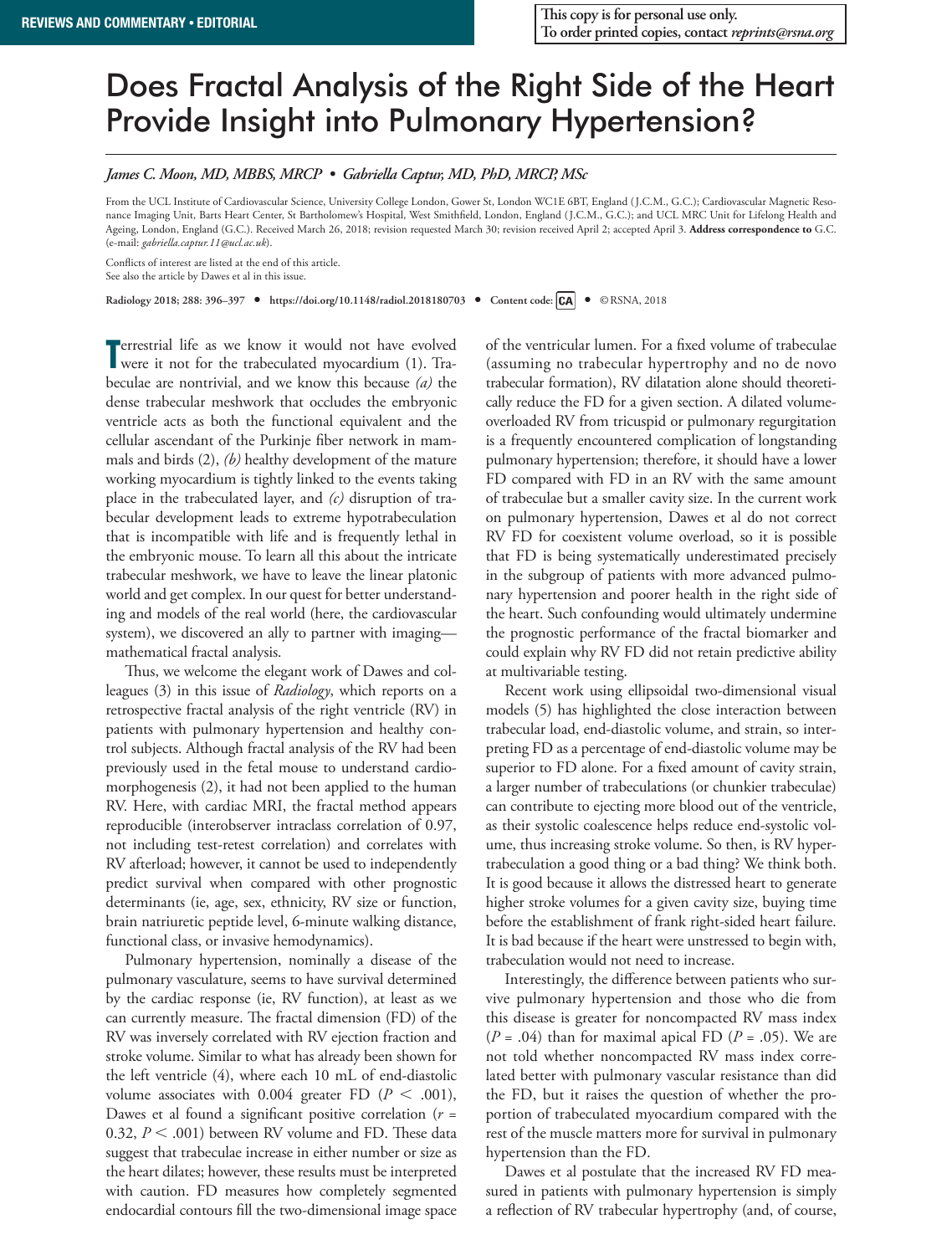REVIEWS AND COMMENTARY • EDITORIAL

This copy is for personal use only.
To order printed copies, contact *reprints@rsna.org*

# Does Fractal Analysis of the Right Side of the Heart Provide Insight into Pulmonary Hypertension?

*James C. Moon, MD, MBBS, MRCP • Gabriella Captur, MD, PhD, MRCP, MSc*

From the UCL Institute of Cardiovascular Science, University College London, Gower St, London WC1E 6BT, England (J.C.M., G.C.); Cardiovascular Magnetic Resonance Imaging Unit, Barts Heart Center, St Bartholomew's Hospital, West Smithfield, London, England (J.C.M., G.C.); and UCL MRC Unit for Lifelong Health and Ageing, London, England (G.C.). Received March 26, 2018; revision requested March 30; revision received April 2; accepted April 3. **Address correspondence to** G.C. (e-mail: *gabriella.captur.11@ucl.ac.uk*).

Conflicts of interest are listed at the end of this article.
See also the article by Dawes et al in this issue.

Radiology 2018; 288: 396–397 • https://doi.org/10.1148/radiol.2018180703 • Content code: CA • ©RSNA, 2018

Terrestrial life as we know it would not have evolved were it not for the trabeculated myocardium (1). Trabeculae are nontrivial, and we know this because *(a)* the dense trabecular meshwork that occludes the embryonic ventricle acts as both the functional equivalent and the cellular ascendant of the Purkinje fiber network in mammals and birds (2), *(b)* healthy development of the mature working myocardium is tightly linked to the events taking place in the trabeculated layer, and *(c)* disruption of trabecular development leads to extreme hypotrabeculation that is incompatible with life and is frequently lethal in the embryonic mouse. To learn all this about the intricate trabecular meshwork, we have to leave the linear platonic world and get complex. In our quest for better understanding and models of the real world (here, the cardiovascular system), we discovered an ally to partner with imaging—mathematical fractal analysis.

Thus, we welcome the elegant work of Dawes and colleagues (3) in this issue of *Radiology*, which reports on a retrospective fractal analysis of the right ventricle (RV) in patients with pulmonary hypertension and healthy control subjects. Although fractal analysis of the RV had been previously used in the fetal mouse to understand cardiomorphogenesis (2), it had not been applied to the human RV. Here, with cardiac MRI, the fractal method appears reproducible (interobserver intraclass correlation of 0.97, not including test-retest correlation) and correlates with RV afterload; however, it cannot be used to independently predict survival when compared with other prognostic determinants (ie, age, sex, ethnicity, RV size or function, brain natriuretic peptide level, 6-minute walking distance, functional class, or invasive hemodynamics).

Pulmonary hypertension, nominally a disease of the pulmonary vasculature, seems to have survival determined by the cardiac response (ie, RV function), at least as we can currently measure. The fractal dimension (FD) of the RV was inversely correlated with RV ejection fraction and stroke volume. Similar to what has already been shown for the left ventricle (4), where each 10 mL of end-diastolic volume associates with 0.004 greater FD ($P < .001$), Dawes et al found a significant positive correlation ($r = 0.32$, $P < .001$) between RV volume and FD. These data suggest that trabeculae increase in either number or size as the heart dilates; however, these results must be interpreted with caution. FD measures how completely segmented endocardial contours fill the two-dimensional image space of the ventricular lumen. For a fixed volume of trabeculae (assuming no trabecular hypertrophy and no de novo trabecular formation), RV dilatation alone should theoretically reduce the FD for a given section. A dilated volume-overloaded RV from tricuspid or pulmonary regurgitation is a frequently encountered complication of longstanding pulmonary hypertension; therefore, it should have a lower FD compared with FD in an RV with the same amount of trabeculae but a smaller cavity size. In the current work on pulmonary hypertension, Dawes et al do not correct RV FD for coexistent volume overload, so it is possible that FD is being systematically underestimated precisely in the subgroup of patients with more advanced pulmonary hypertension and poorer health in the right side of the heart. Such confounding would ultimately undermine the prognostic performance of the fractal biomarker and could explain why RV FD did not retain predictive ability at multivariable testing.

Recent work using ellipsoidal two-dimensional visual models (5) has highlighted the close interaction between trabecular load, end-diastolic volume, and strain, so interpreting FD as a percentage of end-diastolic volume may be superior to FD alone. For a fixed amount of cavity strain, a larger number of trabeculations (or chunkier trabeculae) can contribute to ejecting more blood out of the ventricle, as their systolic coalescence helps reduce end-systolic volume, thus increasing stroke volume. So then, is RV hypertrabeculation a good thing or a bad thing? We think both. It is good because it allows the distressed heart to generate higher stroke volumes for a given cavity size, buying time before the establishment of frank right-sided heart failure. It is bad because if the heart were unstressed to begin with, trabeculation would not need to increase.

Interestingly, the difference between patients who survive pulmonary hypertension and those who die from this disease is greater for noncompacted RV mass index ($P = .04$) than for maximal apical FD ($P = .05$). We are not told whether noncompacted RV mass index correlated better with pulmonary vascular resistance than did the FD, but it raises the question of whether the proportion of trabeculated myocardium compared with the rest of the muscle matters more for survival in pulmonary hypertension than the FD.

Dawes et al postulate that the increased RV FD measured in patients with pulmonary hypertension is simply a reflection of RV trabecular hypertrophy (and, of course,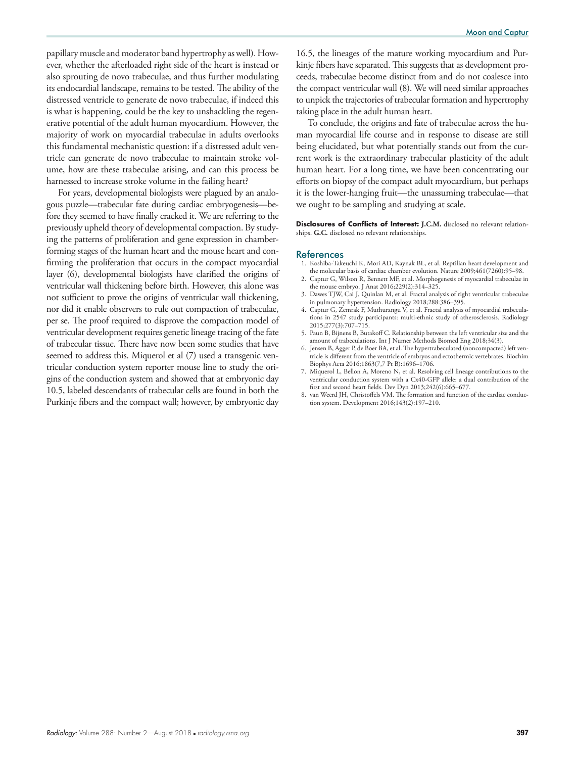papillary muscle and moderator band hypertrophy as well). However, whether the afterloaded right side of the heart is instead or also sprouting de novo trabeculae, and thus further modulating its endocardial landscape, remains to be tested. The ability of the distressed ventricle to generate de novo trabeculae, if indeed this is what is happening, could be the key to unshackling the regenerative potential of the adult human myocardium. However, the majority of work on myocardial trabeculae in adults overlooks this fundamental mechanistic question: if a distressed adult ventricle can generate de novo trabeculae to maintain stroke volume, how are these trabeculae arising, and can this process be harnessed to increase stroke volume in the failing heart?

For years, developmental biologists were plagued by an analogous puzzle—trabecular fate during cardiac embryogenesis—before they seemed to have finally cracked it. We are referring to the previously upheld theory of developmental compaction. By studying the patterns of proliferation and gene expression in chamber-forming stages of the human heart and the mouse heart and confirming the proliferation that occurs in the compact myocardial layer (6), developmental biologists have clarified the origins of ventricular wall thickening before birth. However, this alone was not sufficient to prove the origins of ventricular wall thickening, nor did it enable observers to rule out compaction of trabeculae, per se. The proof required to disprove the compaction model of ventricular development requires genetic lineage tracing of the fate of trabecular tissue. There have now been some studies that have seemed to address this. Miquerol et al (7) used a transgenic ventricular conduction system reporter mouse line to study the origins of the conduction system and showed that at embryonic day 10.5, labeled descendants of trabecular cells are found in both the Purkinje fibers and the compact wall; however, by embryonic day 16.5, the lineages of the mature working myocardium and Purkinje fibers have separated. This suggests that as development proceeds, trabeculae become distinct from and do not coalesce into the compact ventricular wall (8). We will need similar approaches to unpick the trajectories of trabecular formation and hypertrophy taking place in the adult human heart.

To conclude, the origins and fate of trabeculae across the human myocardial life course and in response to disease are still being elucidated, but what potentially stands out from the current work is the extraordinary trabecular plasticity of the adult human heart. For a long time, we have been concentrating our efforts on biopsy of the compact adult myocardium, but perhaps it is the lower-hanging fruit—the unassuming trabeculae—that we ought to be sampling and studying at scale.

**Disclosures of Conflicts of Interest:** **J.C.M.** disclosed no relevant relationships. **G.C.** disclosed no relevant relationships.

## References

1. Koshiba-Takeuchi K, Mori AD, Kaynak BL, et al. Reptilian heart development and the molecular basis of cardiac chamber evolution. Nature 2009;461(7260):95–98.
2. Captur G, Wilson R, Bennett MF, et al. Morphogenesis of myocardial trabeculae in the mouse embryo. J Anat 2016;229(2):314–325.
3. Dawes TJW, Cai J, Quinlan M, et al. Fractal analysis of right ventricular trabeculae in pulmonary hypertension. Radiology 2018;288:386–395.
4. Captur G, Zemrak F, Muthurangu V, et al. Fractal analysis of myocardial trabeculations in 2547 study participants: multi-ethnic study of atherosclerosis. Radiology 2015;277(3):707–715.
5. Paun B, Bijnens B, Butakoff C. Relationship between the left ventricular size and the amount of trabeculations. Int J Numer Methods Biomed Eng 2018;34(3).
6. Jensen B, Agger P, de Boer BA, et al. The hypertrabeculated (noncompacted) left ventricle is different from the ventricle of embryos and ectothermic vertebrates. Biochim Biophys Acta 2016;1863(7,7 Pt B):1696–1706.
7. Miquerol L, Bellon A, Moreno N, et al. Resolving cell lineage contributions to the ventricular conduction system with a Cx40-GFP allele: a dual contribution of the first and second heart fields. Dev Dyn 2013;242(6):665–677.
8. van Weerd JH, Christoffels VM. The formation and function of the cardiac conduction system. Development 2016;143(2):197–210.